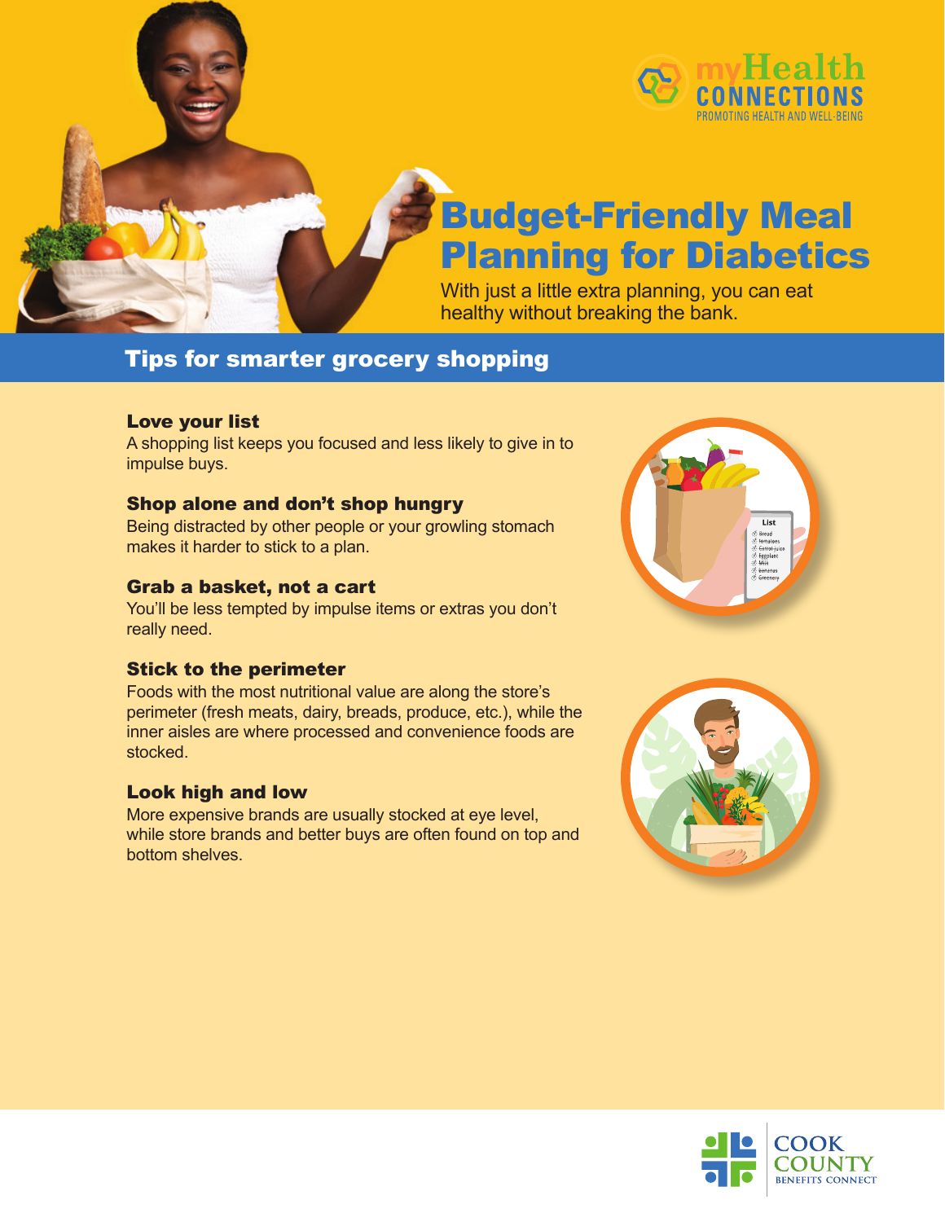myHealth CONNECTIONS
PROMOTING HEALTH AND WELL-BEING

# Budget-Friendly Meal Planning for Diabetics

With just a little extra planning, you can eat healthy without breaking the bank.

## Tips for smarter grocery shopping

### Love your list

A shopping list keeps you focused and less likely to give in to impulse buys.

### Shop alone and don't shop hungry

Being distracted by other people or your growling stomach makes it harder to stick to a plan.

### Grab a basket, not a cart

You'll be less tempted by impulse items or extras you don't really need.

### Stick to the perimeter

Foods with the most nutritional value are along the store's perimeter (fresh meats, dairy, breads, produce, etc.), while the inner aisles are where processed and convenience foods are stocked.

### Look high and low

More expensive brands are usually stocked at eye level, while store brands and better buys are often found on top and bottom shelves.

COOK COUNTY
BENEFITS CONNECT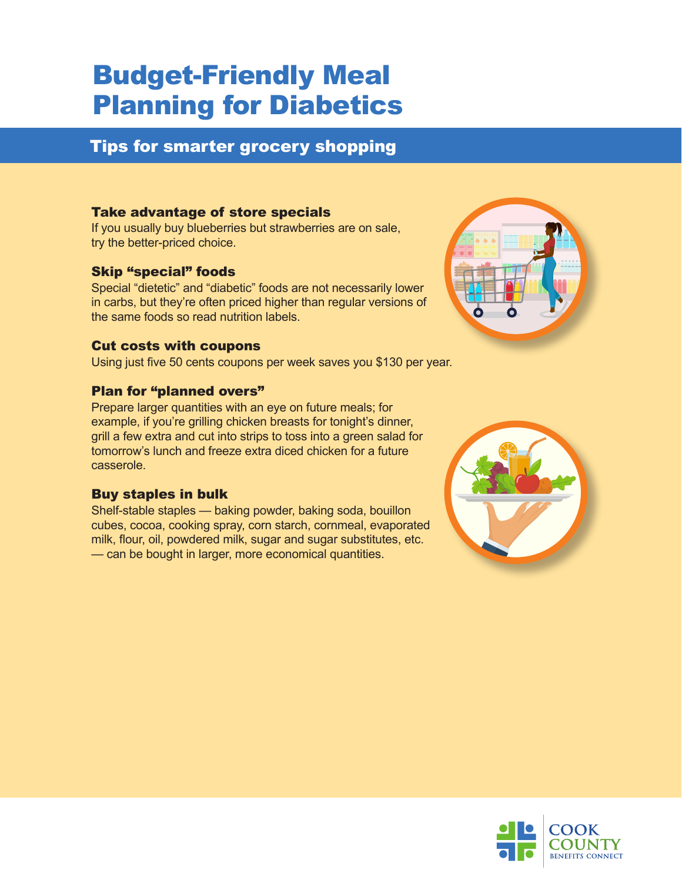# Budget-Friendly Meal Planning for Diabetics

## Tips for smarter grocery shopping

### Take advantage of store specials

If you usually buy blueberries but strawberries are on sale, try the better-priced choice.

### Skip "special" foods

Special "dietetic" and "diabetic" foods are not necessarily lower in carbs, but they're often priced higher than regular versions of the same foods so read nutrition labels.

### Cut costs with coupons

Using just five 50 cents coupons per week saves you $130 per year.

### Plan for "planned overs"

Prepare larger quantities with an eye on future meals; for example, if you're grilling chicken breasts for tonight's dinner, grill a few extra and cut into strips to toss into a green salad for tomorrow's lunch and freeze extra diced chicken for a future casserole.

### Buy staples in bulk

Shelf-stable staples — baking powder, baking soda, bouillon cubes, cocoa, cooking spray, corn starch, cornmeal, evaporated milk, flour, oil, powdered milk, sugar and sugar substitutes, etc. — can be bought in larger, more economical quantities.

COOK COUNTY BENEFITS CONNECT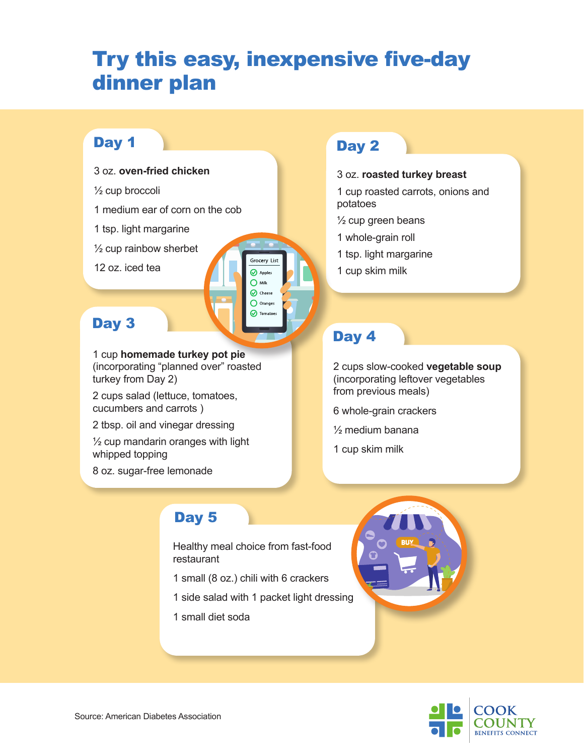# Try this easy, inexpensive five-day dinner plan

## Day 1

3 oz. **oven-fried chicken**

½ cup broccoli

1 medium ear of corn on the cob

1 tsp. light margarine

½ cup rainbow sherbet

12 oz. iced tea

## Day 2

3 oz. **roasted turkey breast**

1 cup roasted carrots, onions and potatoes

½ cup green beans

1 whole-grain roll

1 tsp. light margarine

1 cup skim milk

## Day 3

1 cup **homemade turkey pot pie** (incorporating "planned over" roasted turkey from Day 2)

2 cups salad (lettuce, tomatoes, cucumbers and carrots )

2 tbsp. oil and vinegar dressing

½ cup mandarin oranges with light whipped topping

8 oz. sugar-free lemonade

## Day 4

2 cups slow-cooked **vegetable soup** (incorporating leftover vegetables from previous meals)

6 whole-grain crackers

½ medium banana

1 cup skim milk

## Day 5

Healthy meal choice from fast-food restaurant

1 small (8 oz.) chili with 6 crackers

1 side salad with 1 packet light dressing

1 small diet soda

Source: American Diabetes Association

COOK COUNTY BENEFITS CONNECT